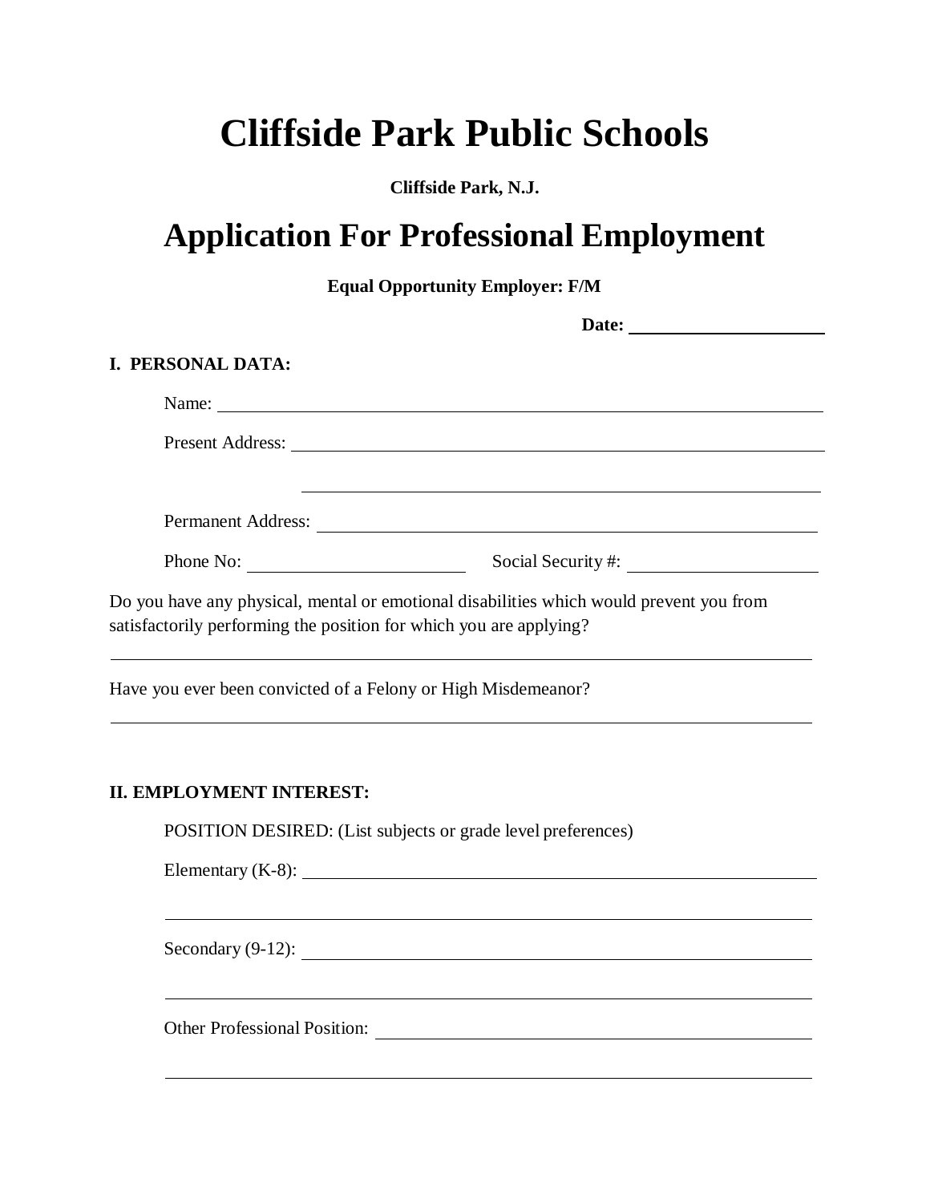# Cliffside Park Public Schools

**Cliffside Park, N.J.**

# Application For Professional Employment

**Equal Opportunity Employer: F/M**

**Date:** ______________________

**I. PERSONAL DATA:**

Name: ______________________________________________________________

Present Address: ______________________________________________________

______________________________________________________

Permanent Address: ____________________________________________________

Phone No: ______________________ Social Security #: ____________________

Do you have any physical, mental or emotional disabilities which would prevent you from satisfactorily performing the position for which you are applying?

______________________________________________________________________

Have you ever been convicted of a Felony or High Misdemeanor?

______________________________________________________________________

**II. EMPLOYMENT INTEREST:**

POSITION DESIRED: (List subjects or grade level preferences)

Elementary (K-8): ______________________________________________________

______________________________________________________________________

Secondary (9-12): ______________________________________________________

______________________________________________________________________

Other Professional Position: _____________________________________________

______________________________________________________________________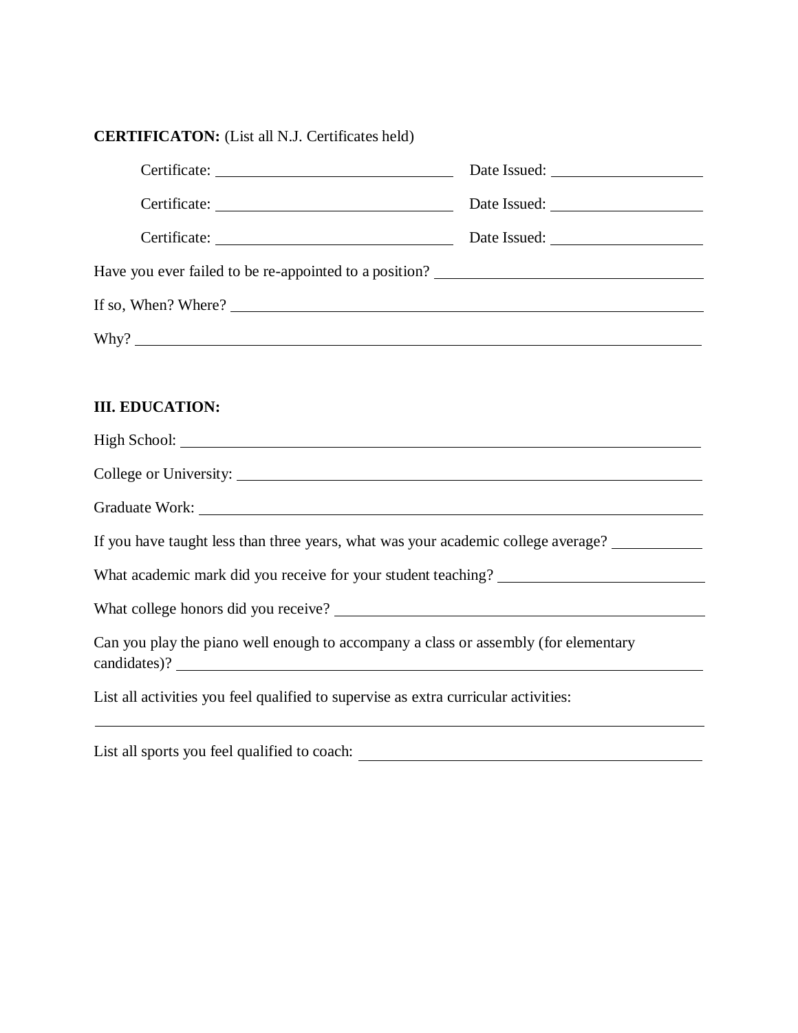**CERTIFICATON:** (List all N.J. Certificates held)

Certificate: ______________________________ Date Issued: ____________________

Certificate: ______________________________ Date Issued: ____________________

Certificate: ______________________________ Date Issued: ____________________

Have you ever failed to be re-appointed to a position? ____________________________________

If so, When? Where? ____________________________________________________________

Why? ____________________________________________________________________

**III. EDUCATION:**

High School: ______________________________________________________________

College or University: ______________________________________________________

Graduate Work: ____________________________________________________________

If you have taught less than three years, what was your academic college average? ___________

What academic mark did you receive for your student teaching? __________________________

What college honors did you receive? _____________________________________________

Can you play the piano well enough to accompany a class or assembly (for elementary candidates)? ____________________________________________________________

List all activities you feel qualified to supervise as extra curricular activities:

________________________________________________________________________

List all sports you feel qualified to coach: ____________________________________________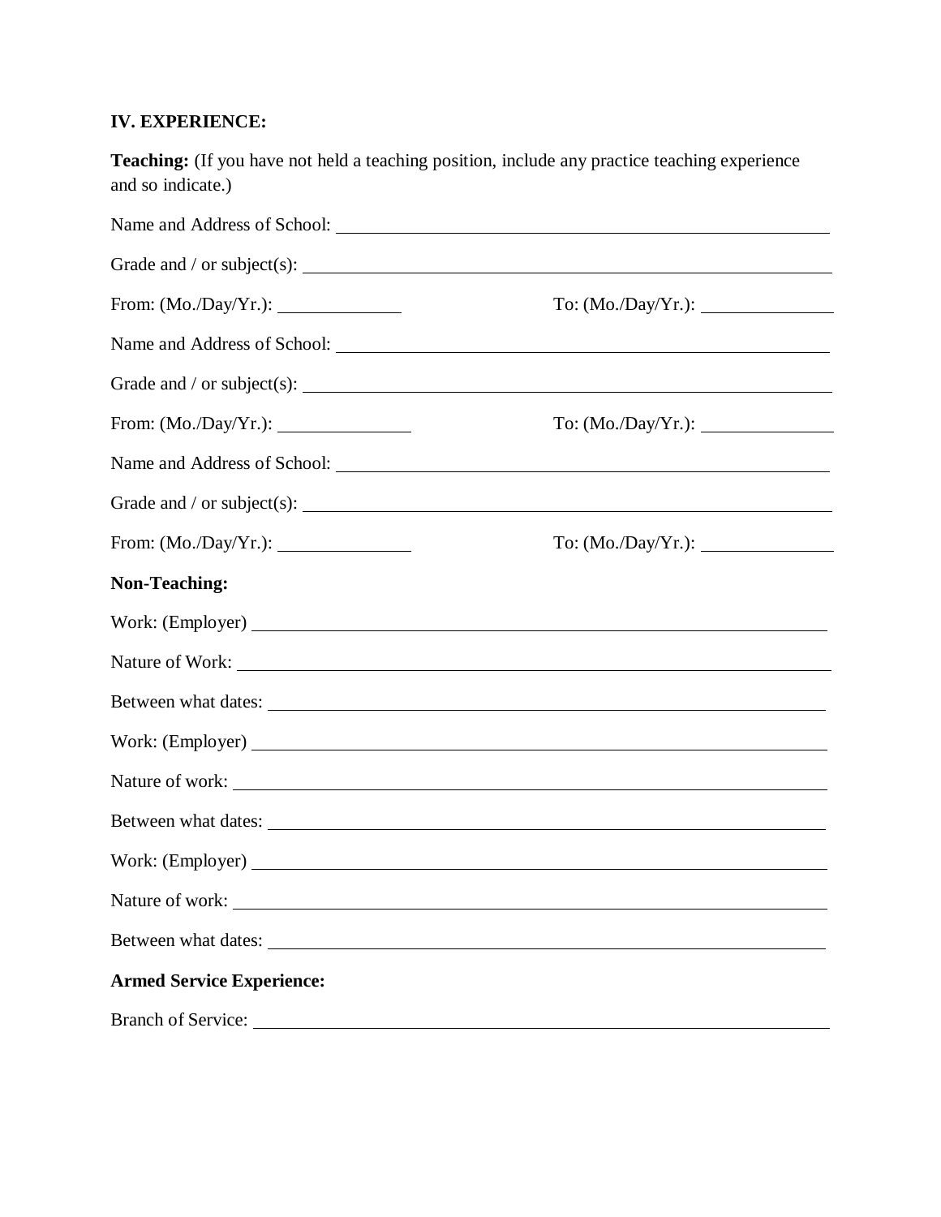## IV. EXPERIENCE:

**Teaching:** (If you have not held a teaching position, include any practice teaching experience and so indicate.)

Name and Address of School: ______________________________

Grade and / or subject(s): ______________________________

From: (Mo./Day/Yr.): ______________ To: (Mo./Day/Yr.): ______________

Name and Address of School: ______________________________

Grade and / or subject(s): ______________________________

From: (Mo./Day/Yr.): ______________ To: (Mo./Day/Yr.): ______________

Name and Address of School: ______________________________

Grade and / or subject(s): ______________________________

From: (Mo./Day/Yr.): ______________ To: (Mo./Day/Yr.): ______________

**Non-Teaching:**

Work: (Employer) ______________________________

Nature of Work: ______________________________

Between what dates: ______________________________

Work: (Employer) ______________________________

Nature of work: ______________________________

Between what dates: ______________________________

Work: (Employer) ______________________________

Nature of work: ______________________________

Between what dates: ______________________________

**Armed Service Experience:**

Branch of Service: ______________________________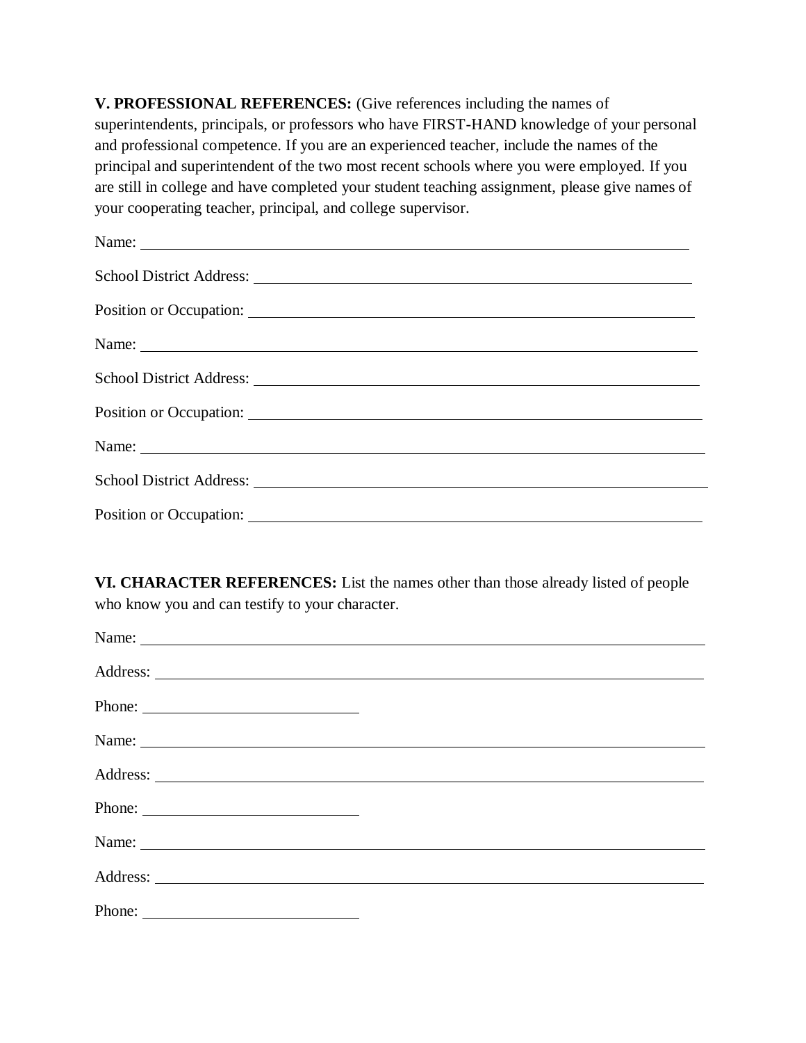**V. PROFESSIONAL REFERENCES:** (Give references including the names of superintendents, principals, or professors who have FIRST-HAND knowledge of your personal and professional competence. If you are an experienced teacher, include the names of the principal and superintendent of the two most recent schools where you were employed. If you are still in college and have completed your student teaching assignment, please give names of your cooperating teacher, principal, and college supervisor.

Name: ______________________________________________________________

School District Address: ______________________________________________

Position or Occupation: _______________________________________________

Name: ______________________________________________________________

School District Address: ______________________________________________

Position or Occupation: _______________________________________________

Name: ______________________________________________________________

School District Address: ______________________________________________

Position or Occupation: _______________________________________________

**VI. CHARACTER REFERENCES:** List the names other than those already listed of people who know you and can testify to your character.

Name: ______________________________________________________________

Address: ____________________________________________________________

Phone: ______________________

Name: ______________________________________________________________

Address: ____________________________________________________________

Phone: ______________________

Name: ______________________________________________________________

Address: ____________________________________________________________

Phone: ______________________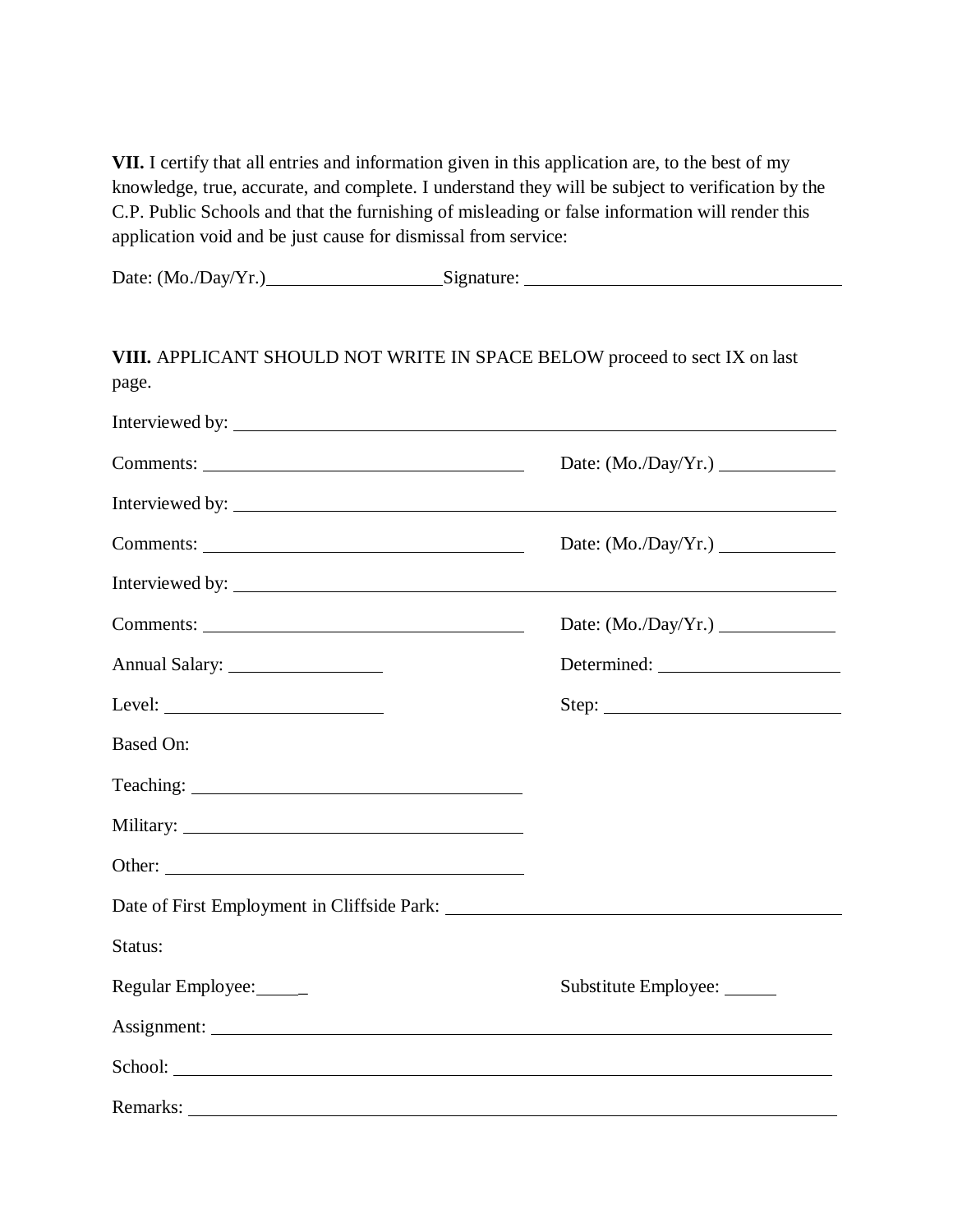**VII.** I certify that all entries and information given in this application are, to the best of my knowledge, true, accurate, and complete. I understand they will be subject to verification by the C.P. Public Schools and that the furnishing of misleading or false information will render this application void and be just cause for dismissal from service:

Date: (Mo./Day/Yr.)\_\_\_\_\_\_\_\_\_\_\_\_\_\_\_\_\_\_ Signature: \_\_\_\_\_\_\_\_\_\_\_\_\_\_\_\_\_\_\_\_\_\_\_\_\_\_\_\_\_\_\_\_

**VIII.** APPLICANT SHOULD NOT WRITE IN SPACE BELOW proceed to sect IX on last page.

Interviewed by: \_\_\_\_\_\_\_\_\_\_\_\_\_\_\_\_\_\_\_\_\_\_\_\_\_\_\_\_\_\_\_\_\_\_\_\_\_\_\_\_\_\_\_\_\_\_\_\_\_\_\_\_

Comments: \_\_\_\_\_\_\_\_\_\_\_\_\_\_\_\_\_\_\_\_\_\_\_\_\_\_\_\_\_\_\_\_ Date: (Mo./Day/Yr.) \_\_\_\_\_\_\_\_\_\_\_\_

Interviewed by: \_\_\_\_\_\_\_\_\_\_\_\_\_\_\_\_\_\_\_\_\_\_\_\_\_\_\_\_\_\_\_\_\_\_\_\_\_\_\_\_\_\_\_\_\_\_\_\_\_\_\_\_

Comments: \_\_\_\_\_\_\_\_\_\_\_\_\_\_\_\_\_\_\_\_\_\_\_\_\_\_\_\_\_\_\_\_ Date: (Mo./Day/Yr.) \_\_\_\_\_\_\_\_\_\_\_\_

Interviewed by: \_\_\_\_\_\_\_\_\_\_\_\_\_\_\_\_\_\_\_\_\_\_\_\_\_\_\_\_\_\_\_\_\_\_\_\_\_\_\_\_\_\_\_\_\_\_\_\_\_\_\_\_

Comments: \_\_\_\_\_\_\_\_\_\_\_\_\_\_\_\_\_\_\_\_\_\_\_\_\_\_\_\_\_\_\_\_ Date: (Mo./Day/Yr.) \_\_\_\_\_\_\_\_\_\_\_\_

Annual Salary: \_\_\_\_\_\_\_\_\_\_\_\_\_\_\_\_ Determined: \_\_\_\_\_\_\_\_\_\_\_\_\_\_\_\_\_\_

Level: \_\_\_\_\_\_\_\_\_\_\_\_\_\_\_\_\_\_\_\_\_\_ Step: \_\_\_\_\_\_\_\_\_\_\_\_\_\_\_\_\_\_\_\_\_\_\_\_

Based On:

Teaching: \_\_\_\_\_\_\_\_\_\_\_\_\_\_\_\_\_\_\_\_\_\_\_\_\_\_\_\_\_\_\_\_\_\_

Military: \_\_\_\_\_\_\_\_\_\_\_\_\_\_\_\_\_\_\_\_\_\_\_\_\_\_\_\_\_\_\_\_\_\_\_

Other: \_\_\_\_\_\_\_\_\_\_\_\_\_\_\_\_\_\_\_\_\_\_\_\_\_\_\_\_\_\_\_\_\_\_\_\_\_

Date of First Employment in Cliffside Park: \_\_\_\_\_\_\_\_\_\_\_\_\_\_\_\_\_\_\_\_\_\_\_\_\_\_\_\_\_\_\_\_\_\_\_\_\_\_\_\_

Status:

Regular Employee: \_\_\_\_\_ Substitute Employee: \_\_\_\_\_

Assignment: \_\_\_\_\_\_\_\_\_\_\_\_\_\_\_\_\_\_\_\_\_\_\_\_\_\_\_\_\_\_\_\_\_\_\_\_\_\_\_\_\_\_\_\_\_\_\_\_\_\_\_\_\_\_\_\_\_\_\_\_\_\_

School: \_\_\_\_\_\_\_\_\_\_\_\_\_\_\_\_\_\_\_\_\_\_\_\_\_\_\_\_\_\_\_\_\_\_\_\_\_\_\_\_\_\_\_\_\_\_\_\_\_\_\_\_\_\_\_\_\_\_\_\_\_\_\_\_\_\_\_\_

Remarks: \_\_\_\_\_\_\_\_\_\_\_\_\_\_\_\_\_\_\_\_\_\_\_\_\_\_\_\_\_\_\_\_\_\_\_\_\_\_\_\_\_\_\_\_\_\_\_\_\_\_\_\_\_\_\_\_\_\_\_\_\_\_\_\_\_\_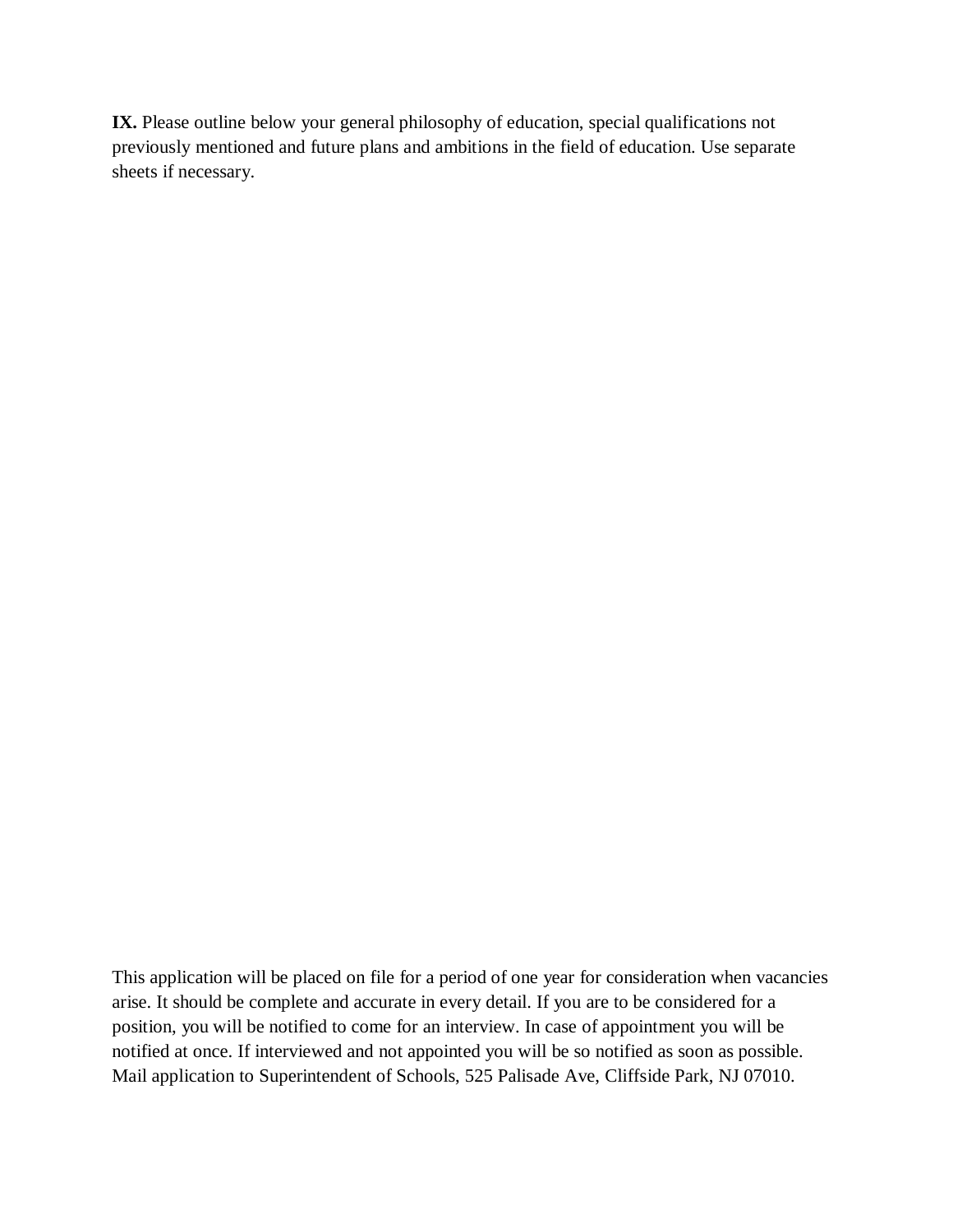**IX.** Please outline below your general philosophy of education, special qualifications not previously mentioned and future plans and ambitions in the field of education. Use separate sheets if necessary.

This application will be placed on file for a period of one year for consideration when vacancies arise. It should be complete and accurate in every detail. If you are to be considered for a position, you will be notified to come for an interview. In case of appointment you will be notified at once. If interviewed and not appointed you will be so notified as soon as possible. Mail application to Superintendent of Schools, 525 Palisade Ave, Cliffside Park, NJ 07010.